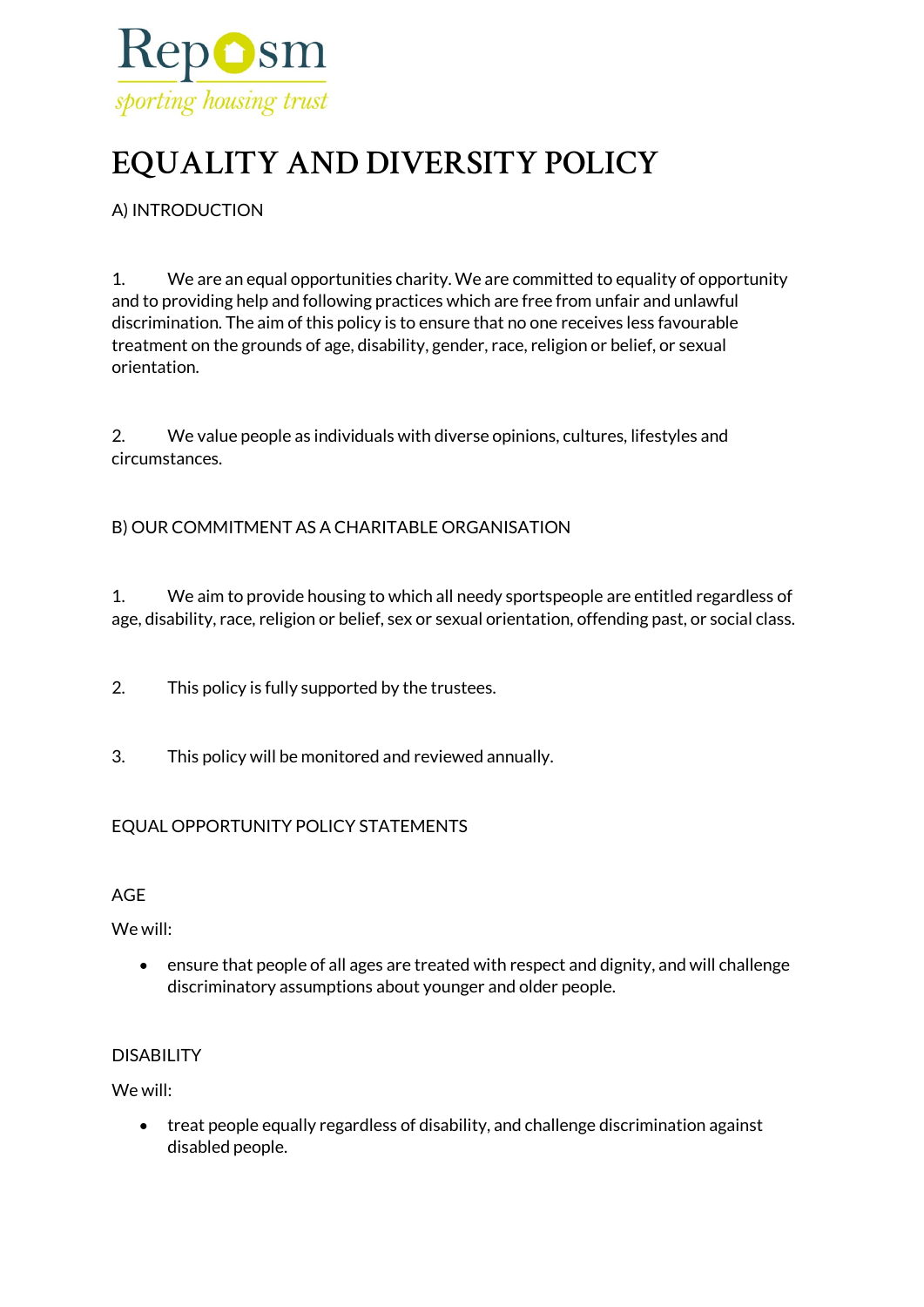Reposm
*sporting housing trust*

# EQUALITY AND DIVERSITY POLICY

A) INTRODUCTION

1. We are an equal opportunities charity. We are committed to equality of opportunity and to providing help and following practices which are free from unfair and unlawful discrimination. The aim of this policy is to ensure that no one receives less favourable treatment on the grounds of age, disability, gender, race, religion or belief, or sexual orientation.

2. We value people as individuals with diverse opinions, cultures, lifestyles and circumstances.

B) OUR COMMITMENT AS A CHARITABLE ORGANISATION

1. We aim to provide housing to which all needy sportspeople are entitled regardless of age, disability, race, religion or belief, sex or sexual orientation, offending past, or social class.

2. This policy is fully supported by the trustees.

3. This policy will be monitored and reviewed annually.

EQUAL OPPORTUNITY POLICY STATEMENTS

AGE

We will:

- ensure that people of all ages are treated with respect and dignity, and will challenge discriminatory assumptions about younger and older people.

DISABILITY

We will:

- treat people equally regardless of disability, and challenge discrimination against disabled people.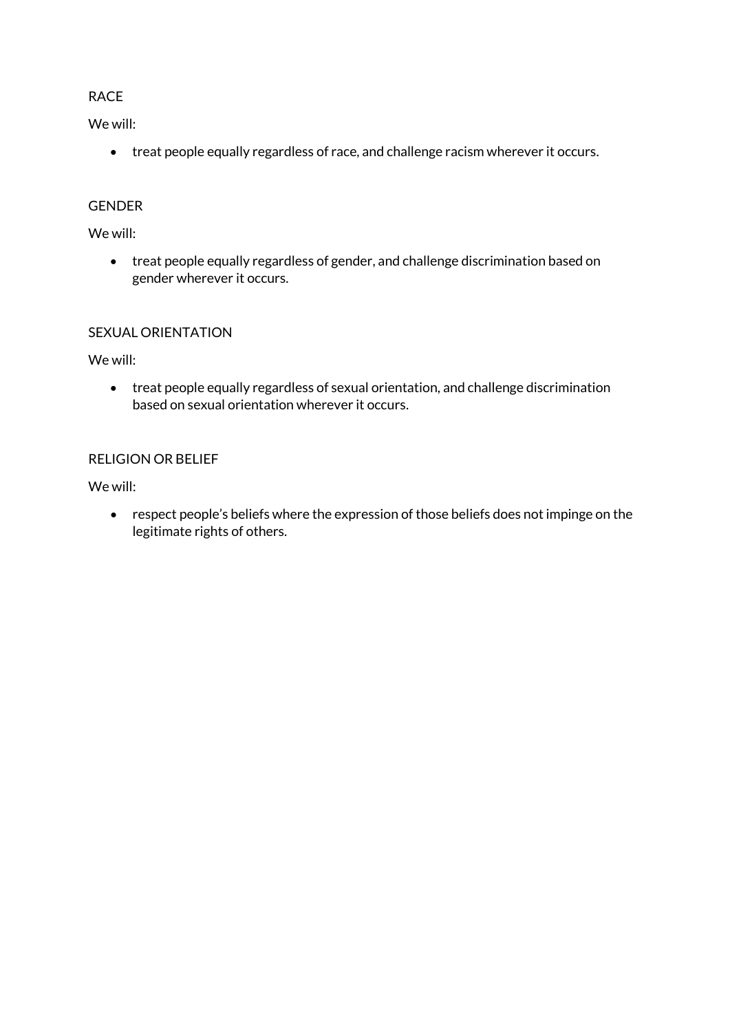RACE

We will:

- treat people equally regardless of race, and challenge racism wherever it occurs.

GENDER

We will:

- treat people equally regardless of gender, and challenge discrimination based on gender wherever it occurs.

SEXUAL ORIENTATION

We will:

- treat people equally regardless of sexual orientation, and challenge discrimination based on sexual orientation wherever it occurs.

RELIGION OR BELIEF

We will:

- respect people's beliefs where the expression of those beliefs does not impinge on the legitimate rights of others.